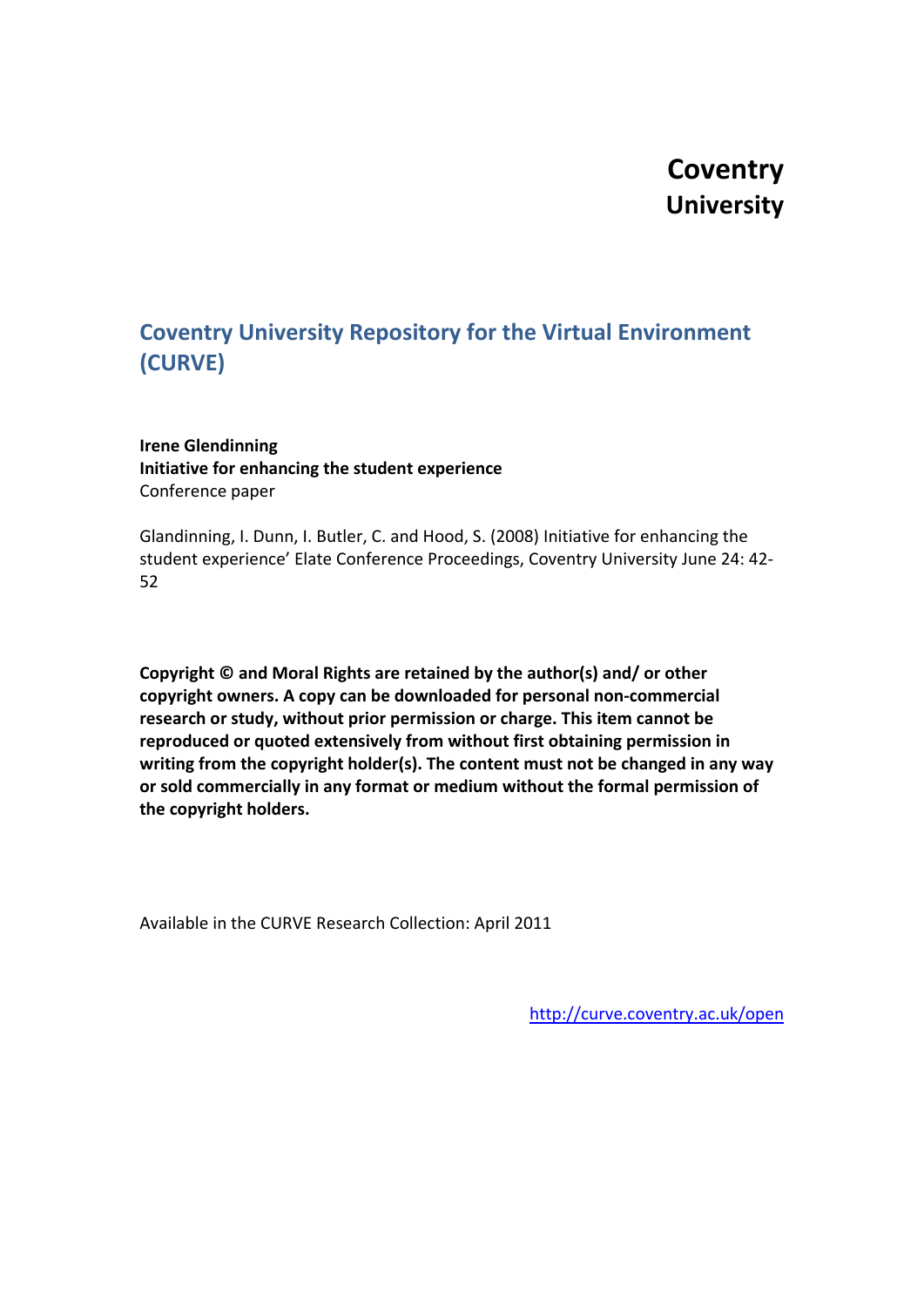**Coventry University**

## Coventry University Repository for the Virtual Environment (CURVE)

**Irene Glendinning**
**Initiative for enhancing the student experience**
Conference paper

Glandinning, I. Dunn, I. Butler, C. and Hood, S. (2008) Initiative for enhancing the student experience' Elate Conference Proceedings, Coventry University June 24: 42-52

**Copyright © and Moral Rights are retained by the author(s) and/ or other copyright owners. A copy can be downloaded for personal non-commercial research or study, without prior permission or charge. This item cannot be reproduced or quoted extensively from without first obtaining permission in writing from the copyright holder(s). The content must not be changed in any way or sold commercially in any format or medium without the formal permission of the copyright holders.**

Available in the CURVE Research Collection: April 2011

http://curve.coventry.ac.uk/open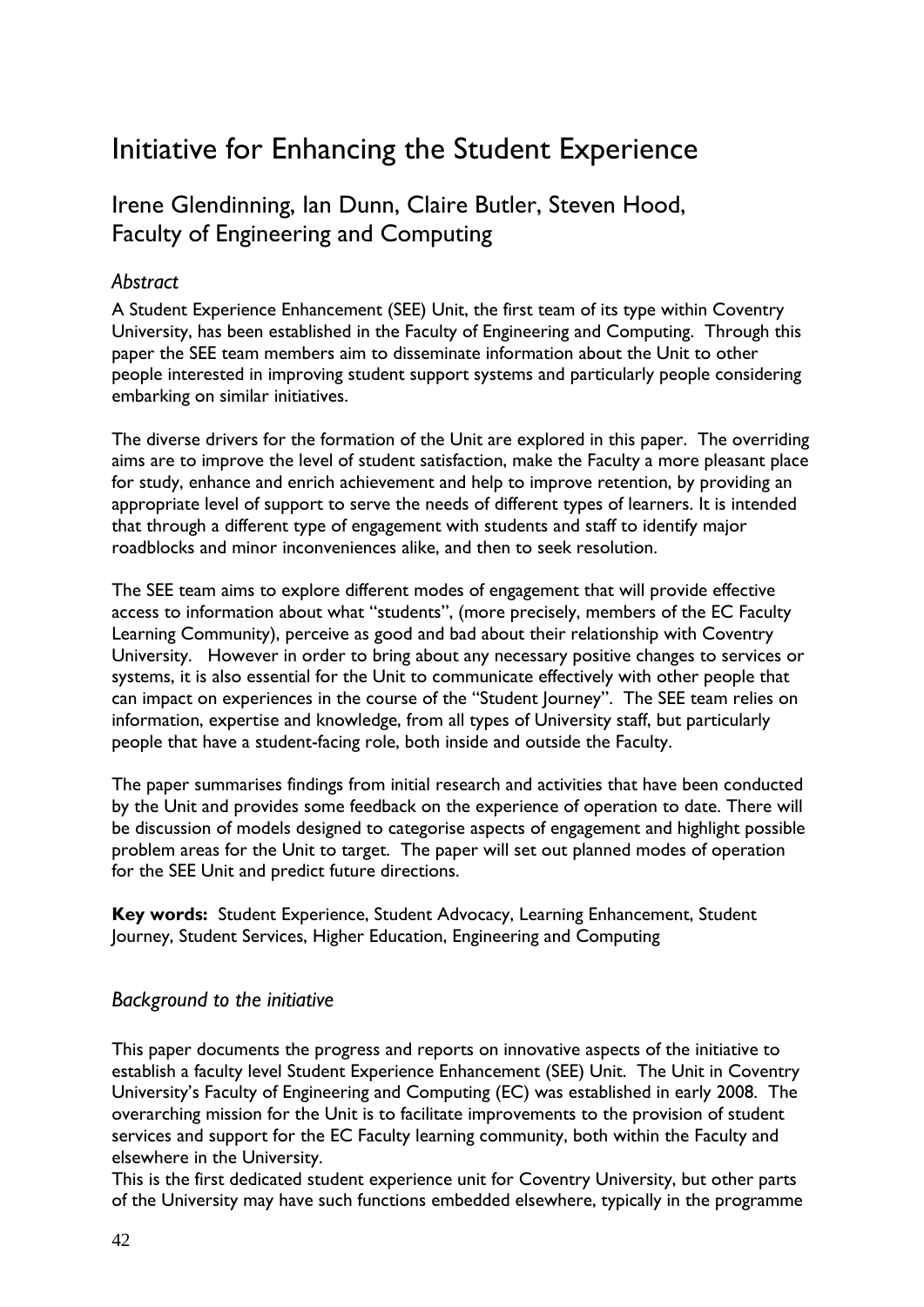# Initiative for Enhancing the Student Experience

## Irene Glendinning, Ian Dunn, Claire Butler, Steven Hood, Faculty of Engineering and Computing

### *Abstract*

A Student Experience Enhancement (SEE) Unit, the first team of its type within Coventry University, has been established in the Faculty of Engineering and Computing. Through this paper the SEE team members aim to disseminate information about the Unit to other people interested in improving student support systems and particularly people considering embarking on similar initiatives.

The diverse drivers for the formation of the Unit are explored in this paper. The overriding aims are to improve the level of student satisfaction, make the Faculty a more pleasant place for study, enhance and enrich achievement and help to improve retention, by providing an appropriate level of support to serve the needs of different types of learners. It is intended that through a different type of engagement with students and staff to identify major roadblocks and minor inconveniences alike, and then to seek resolution.

The SEE team aims to explore different modes of engagement that will provide effective access to information about what "students", (more precisely, members of the EC Faculty Learning Community), perceive as good and bad about their relationship with Coventry University. However in order to bring about any necessary positive changes to services or systems, it is also essential for the Unit to communicate effectively with other people that can impact on experiences in the course of the "Student Journey". The SEE team relies on information, expertise and knowledge, from all types of University staff, but particularly people that have a student-facing role, both inside and outside the Faculty.

The paper summarises findings from initial research and activities that have been conducted by the Unit and provides some feedback on the experience of operation to date. There will be discussion of models designed to categorise aspects of engagement and highlight possible problem areas for the Unit to target. The paper will set out planned modes of operation for the SEE Unit and predict future directions.

**Key words:** Student Experience, Student Advocacy, Learning Enhancement, Student Journey, Student Services, Higher Education, Engineering and Computing

### *Background to the initiative*

This paper documents the progress and reports on innovative aspects of the initiative to establish a faculty level Student Experience Enhancement (SEE) Unit. The Unit in Coventry University's Faculty of Engineering and Computing (EC) was established in early 2008. The overarching mission for the Unit is to facilitate improvements to the provision of student services and support for the EC Faculty learning community, both within the Faculty and elsewhere in the University.

This is the first dedicated student experience unit for Coventry University, but other parts of the University may have such functions embedded elsewhere, typically in the programme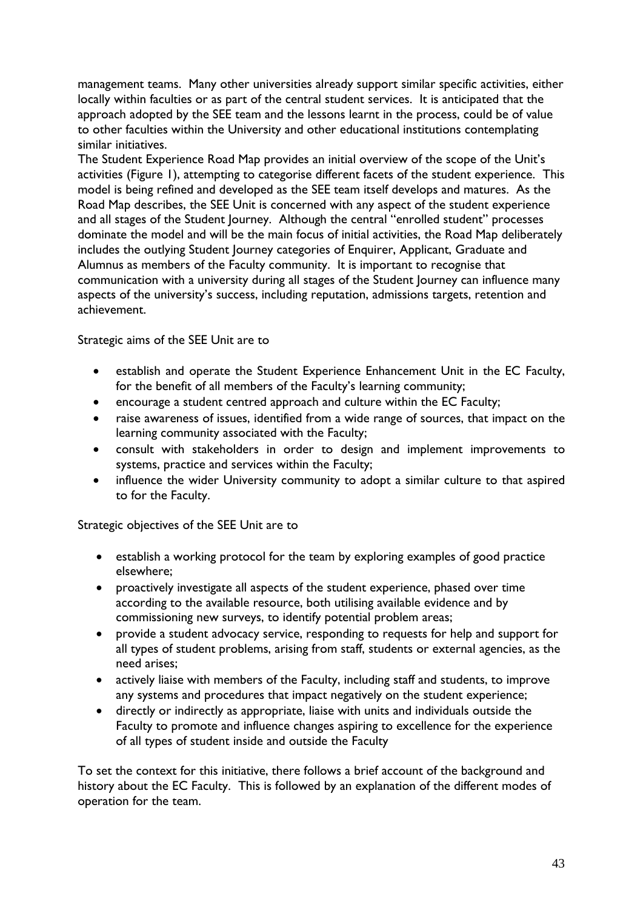management teams. Many other universities already support similar specific activities, either locally within faculties or as part of the central student services. It is anticipated that the approach adopted by the SEE team and the lessons learnt in the process, could be of value to other faculties within the University and other educational institutions contemplating similar initiatives.

The Student Experience Road Map provides an initial overview of the scope of the Unit's activities (Figure 1), attempting to categorise different facets of the student experience. This model is being refined and developed as the SEE team itself develops and matures. As the Road Map describes, the SEE Unit is concerned with any aspect of the student experience and all stages of the Student Journey. Although the central "enrolled student" processes dominate the model and will be the main focus of initial activities, the Road Map deliberately includes the outlying Student Journey categories of Enquirer, Applicant, Graduate and Alumnus as members of the Faculty community. It is important to recognise that communication with a university during all stages of the Student Journey can influence many aspects of the university's success, including reputation, admissions targets, retention and achievement.

Strategic aims of the SEE Unit are to

- establish and operate the Student Experience Enhancement Unit in the EC Faculty, for the benefit of all members of the Faculty's learning community;
- encourage a student centred approach and culture within the EC Faculty;
- raise awareness of issues, identified from a wide range of sources, that impact on the learning community associated with the Faculty;
- consult with stakeholders in order to design and implement improvements to systems, practice and services within the Faculty;
- influence the wider University community to adopt a similar culture to that aspired to for the Faculty.

Strategic objectives of the SEE Unit are to

- establish a working protocol for the team by exploring examples of good practice elsewhere;
- proactively investigate all aspects of the student experience, phased over time according to the available resource, both utilising available evidence and by commissioning new surveys, to identify potential problem areas;
- provide a student advocacy service, responding to requests for help and support for all types of student problems, arising from staff, students or external agencies, as the need arises;
- actively liaise with members of the Faculty, including staff and students, to improve any systems and procedures that impact negatively on the student experience;
- directly or indirectly as appropriate, liaise with units and individuals outside the Faculty to promote and influence changes aspiring to excellence for the experience of all types of student inside and outside the Faculty

To set the context for this initiative, there follows a brief account of the background and history about the EC Faculty. This is followed by an explanation of the different modes of operation for the team.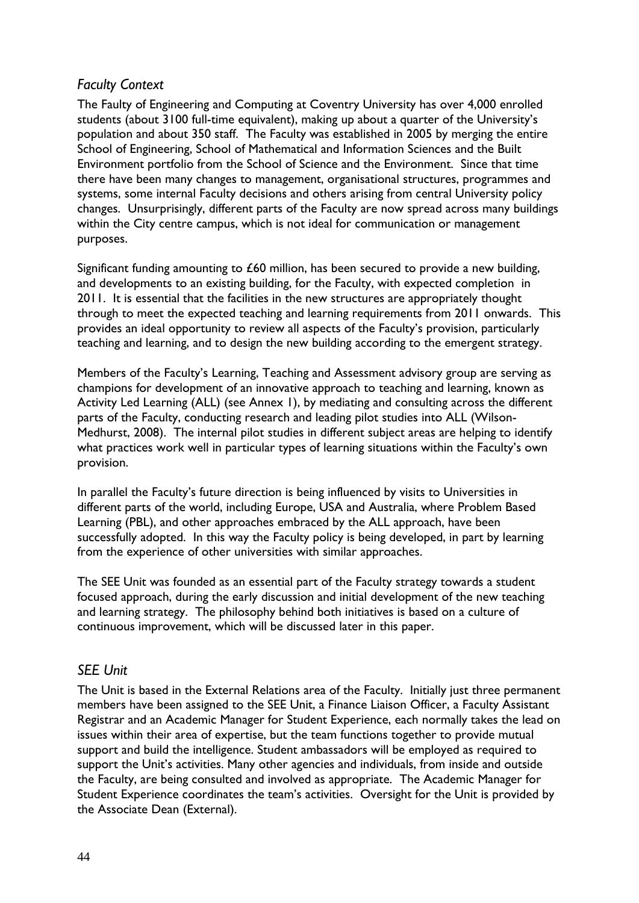### *Faculty Context*

The Faulty of Engineering and Computing at Coventry University has over 4,000 enrolled students (about 3100 full-time equivalent), making up about a quarter of the University's population and about 350 staff. The Faculty was established in 2005 by merging the entire School of Engineering, School of Mathematical and Information Sciences and the Built Environment portfolio from the School of Science and the Environment. Since that time there have been many changes to management, organisational structures, programmes and systems, some internal Faculty decisions and others arising from central University policy changes. Unsurprisingly, different parts of the Faculty are now spread across many buildings within the City centre campus, which is not ideal for communication or management purposes.

Significant funding amounting to £60 million, has been secured to provide a new building, and developments to an existing building, for the Faculty, with expected completion in 2011. It is essential that the facilities in the new structures are appropriately thought through to meet the expected teaching and learning requirements from 2011 onwards. This provides an ideal opportunity to review all aspects of the Faculty's provision, particularly teaching and learning, and to design the new building according to the emergent strategy.

Members of the Faculty's Learning, Teaching and Assessment advisory group are serving as champions for development of an innovative approach to teaching and learning, known as Activity Led Learning (ALL) (see Annex 1), by mediating and consulting across the different parts of the Faculty, conducting research and leading pilot studies into ALL (Wilson-Medhurst, 2008). The internal pilot studies in different subject areas are helping to identify what practices work well in particular types of learning situations within the Faculty's own provision.

In parallel the Faculty's future direction is being influenced by visits to Universities in different parts of the world, including Europe, USA and Australia, where Problem Based Learning (PBL), and other approaches embraced by the ALL approach, have been successfully adopted. In this way the Faculty policy is being developed, in part by learning from the experience of other universities with similar approaches.

The SEE Unit was founded as an essential part of the Faculty strategy towards a student focused approach, during the early discussion and initial development of the new teaching and learning strategy. The philosophy behind both initiatives is based on a culture of continuous improvement, which will be discussed later in this paper.

### *SEE Unit*

The Unit is based in the External Relations area of the Faculty. Initially just three permanent members have been assigned to the SEE Unit, a Finance Liaison Officer, a Faculty Assistant Registrar and an Academic Manager for Student Experience, each normally takes the lead on issues within their area of expertise, but the team functions together to provide mutual support and build the intelligence. Student ambassadors will be employed as required to support the Unit's activities. Many other agencies and individuals, from inside and outside the Faculty, are being consulted and involved as appropriate. The Academic Manager for Student Experience coordinates the team's activities. Oversight for the Unit is provided by the Associate Dean (External).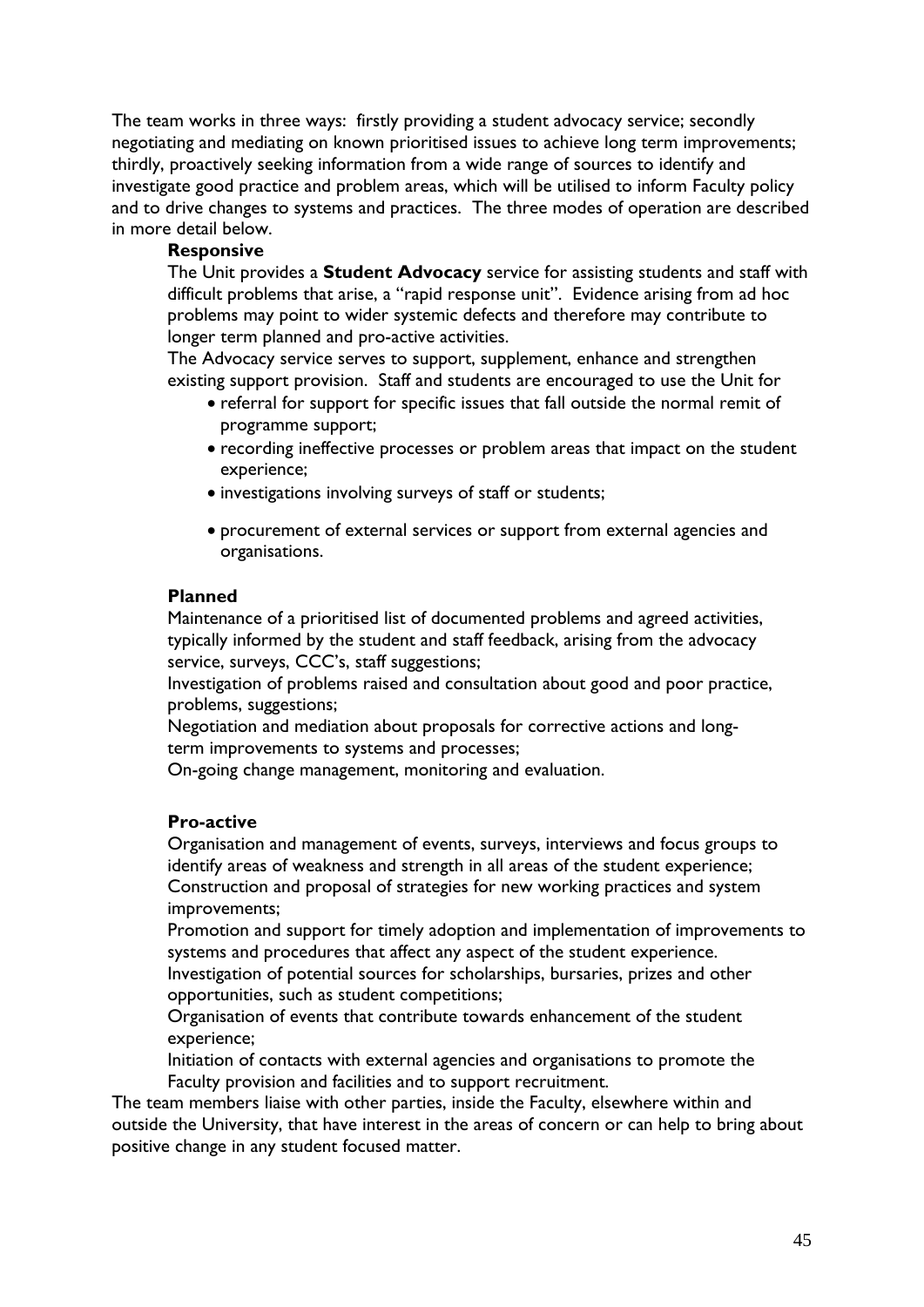The team works in three ways: firstly providing a student advocacy service; secondly negotiating and mediating on known prioritised issues to achieve long term improvements; thirdly, proactively seeking information from a wide range of sources to identify and investigate good practice and problem areas, which will be utilised to inform Faculty policy and to drive changes to systems and practices. The three modes of operation are described in more detail below.

**Responsive**

The Unit provides a **Student Advocacy** service for assisting students and staff with difficult problems that arise, a "rapid response unit". Evidence arising from ad hoc problems may point to wider systemic defects and therefore may contribute to longer term planned and pro-active activities.

The Advocacy service serves to support, supplement, enhance and strengthen existing support provision. Staff and students are encouraged to use the Unit for

- referral for support for specific issues that fall outside the normal remit of programme support;
- recording ineffective processes or problem areas that impact on the student experience;
- investigations involving surveys of staff or students;
- procurement of external services or support from external agencies and organisations.

**Planned**

Maintenance of a prioritised list of documented problems and agreed activities, typically informed by the student and staff feedback, arising from the advocacy service, surveys, CCC's, staff suggestions;

Investigation of problems raised and consultation about good and poor practice, problems, suggestions;

Negotiation and mediation about proposals for corrective actions and long-term improvements to systems and processes;

On-going change management, monitoring and evaluation.

**Pro-active**

Organisation and management of events, surveys, interviews and focus groups to identify areas of weakness and strength in all areas of the student experience;

Construction and proposal of strategies for new working practices and system improvements;

Promotion and support for timely adoption and implementation of improvements to systems and procedures that affect any aspect of the student experience.

Investigation of potential sources for scholarships, bursaries, prizes and other opportunities, such as student competitions;

Organisation of events that contribute towards enhancement of the student experience;

Initiation of contacts with external agencies and organisations to promote the Faculty provision and facilities and to support recruitment.

The team members liaise with other parties, inside the Faculty, elsewhere within and outside the University, that have interest in the areas of concern or can help to bring about positive change in any student focused matter.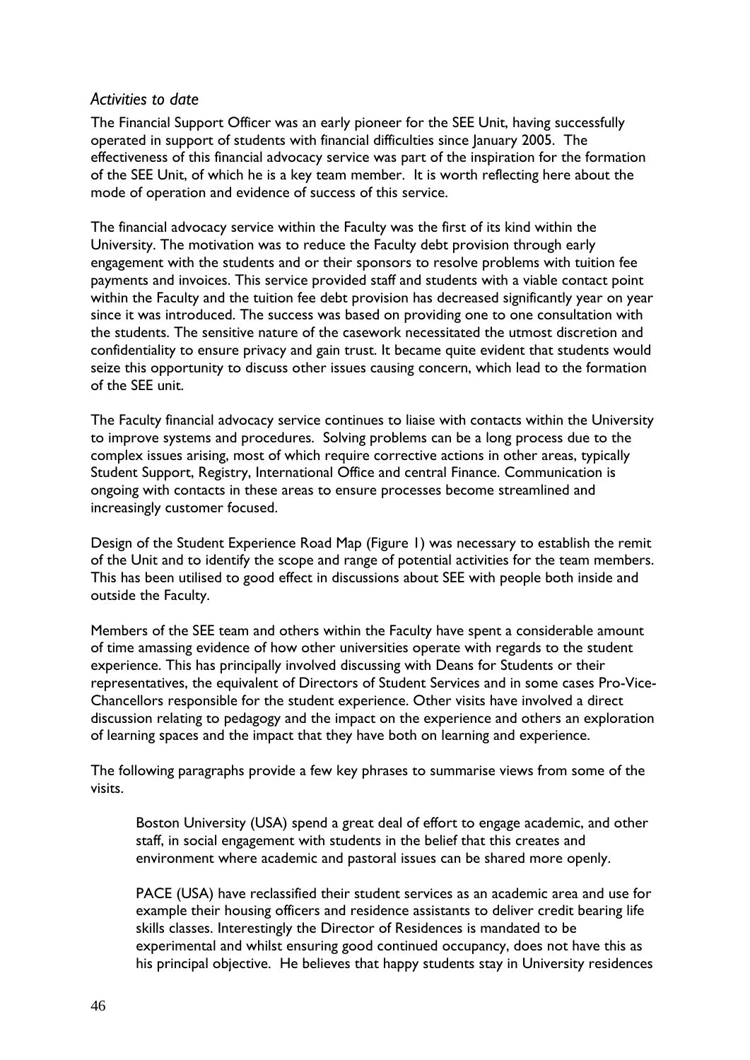### *Activities to date*

The Financial Support Officer was an early pioneer for the SEE Unit, having successfully operated in support of students with financial difficulties since January 2005. The effectiveness of this financial advocacy service was part of the inspiration for the formation of the SEE Unit, of which he is a key team member. It is worth reflecting here about the mode of operation and evidence of success of this service.

The financial advocacy service within the Faculty was the first of its kind within the University. The motivation was to reduce the Faculty debt provision through early engagement with the students and or their sponsors to resolve problems with tuition fee payments and invoices. This service provided staff and students with a viable contact point within the Faculty and the tuition fee debt provision has decreased significantly year on year since it was introduced. The success was based on providing one to one consultation with the students. The sensitive nature of the casework necessitated the utmost discretion and confidentiality to ensure privacy and gain trust. It became quite evident that students would seize this opportunity to discuss other issues causing concern, which lead to the formation of the SEE unit.

The Faculty financial advocacy service continues to liaise with contacts within the University to improve systems and procedures. Solving problems can be a long process due to the complex issues arising, most of which require corrective actions in other areas, typically Student Support, Registry, International Office and central Finance. Communication is ongoing with contacts in these areas to ensure processes become streamlined and increasingly customer focused.

Design of the Student Experience Road Map (Figure 1) was necessary to establish the remit of the Unit and to identify the scope and range of potential activities for the team members. This has been utilised to good effect in discussions about SEE with people both inside and outside the Faculty.

Members of the SEE team and others within the Faculty have spent a considerable amount of time amassing evidence of how other universities operate with regards to the student experience. This has principally involved discussing with Deans for Students or their representatives, the equivalent of Directors of Student Services and in some cases Pro-Vice-Chancellors responsible for the student experience. Other visits have involved a direct discussion relating to pedagogy and the impact on the experience and others an exploration of learning spaces and the impact that they have both on learning and experience.

The following paragraphs provide a few key phrases to summarise views from some of the visits.

> Boston University (USA) spend a great deal of effort to engage academic, and other staff, in social engagement with students in the belief that this creates and environment where academic and pastoral issues can be shared more openly.
>
> PACE (USA) have reclassified their student services as an academic area and use for example their housing officers and residence assistants to deliver credit bearing life skills classes. Interestingly the Director of Residences is mandated to be experimental and whilst ensuring good continued occupancy, does not have this as his principal objective. He believes that happy students stay in University residences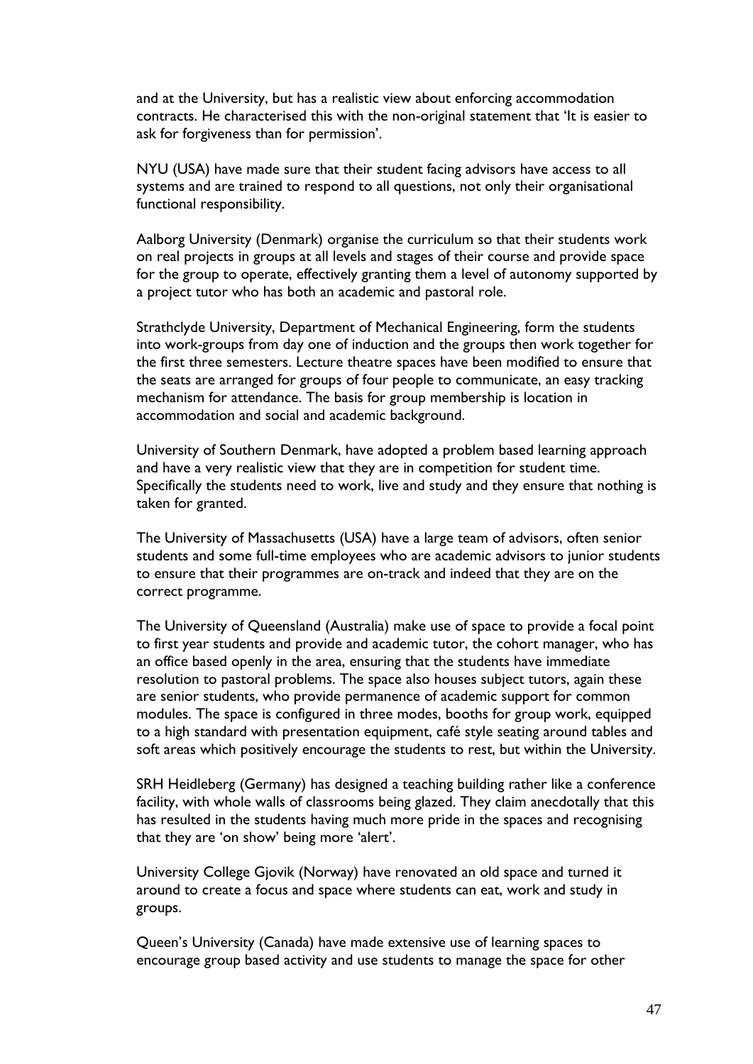and at the University, but has a realistic view about enforcing accommodation contracts. He characterised this with the non-original statement that 'It is easier to ask for forgiveness than for permission'.

NYU (USA) have made sure that their student facing advisors have access to all systems and are trained to respond to all questions, not only their organisational functional responsibility.

Aalborg University (Denmark) organise the curriculum so that their students work on real projects in groups at all levels and stages of their course and provide space for the group to operate, effectively granting them a level of autonomy supported by a project tutor who has both an academic and pastoral role.

Strathclyde University, Department of Mechanical Engineering, form the students into work-groups from day one of induction and the groups then work together for the first three semesters. Lecture theatre spaces have been modified to ensure that the seats are arranged for groups of four people to communicate, an easy tracking mechanism for attendance. The basis for group membership is location in accommodation and social and academic background.

University of Southern Denmark, have adopted a problem based learning approach and have a very realistic view that they are in competition for student time. Specifically the students need to work, live and study and they ensure that nothing is taken for granted.

The University of Massachusetts (USA) have a large team of advisors, often senior students and some full-time employees who are academic advisors to junior students to ensure that their programmes are on-track and indeed that they are on the correct programme.

The University of Queensland (Australia) make use of space to provide a focal point to first year students and provide and academic tutor, the cohort manager, who has an office based openly in the area, ensuring that the students have immediate resolution to pastoral problems. The space also houses subject tutors, again these are senior students, who provide permanence of academic support for common modules. The space is configured in three modes, booths for group work, equipped to a high standard with presentation equipment, café style seating around tables and soft areas which positively encourage the students to rest, but within the University.

SRH Heidleberg (Germany) has designed a teaching building rather like a conference facility, with whole walls of classrooms being glazed. They claim anecdotally that this has resulted in the students having much more pride in the spaces and recognising that they are 'on show' being more 'alert'.

University College Gjovik (Norway) have renovated an old space and turned it around to create a focus and space where students can eat, work and study in groups.

Queen's University (Canada) have made extensive use of learning spaces to encourage group based activity and use students to manage the space for other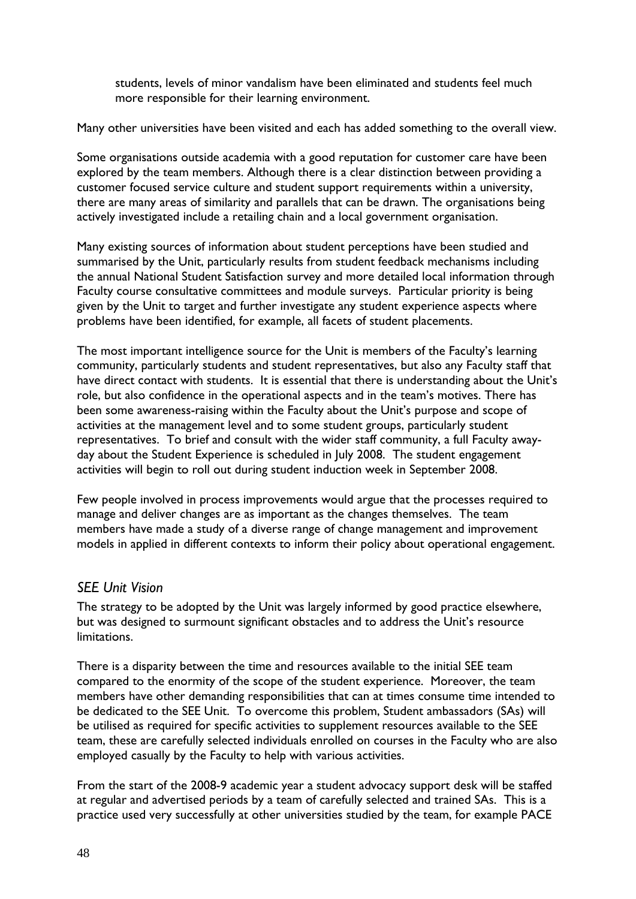students, levels of minor vandalism have been eliminated and students feel much more responsible for their learning environment.

Many other universities have been visited and each has added something to the overall view.

Some organisations outside academia with a good reputation for customer care have been explored by the team members. Although there is a clear distinction between providing a customer focused service culture and student support requirements within a university, there are many areas of similarity and parallels that can be drawn. The organisations being actively investigated include a retailing chain and a local government organisation.

Many existing sources of information about student perceptions have been studied and summarised by the Unit, particularly results from student feedback mechanisms including the annual National Student Satisfaction survey and more detailed local information through Faculty course consultative committees and module surveys. Particular priority is being given by the Unit to target and further investigate any student experience aspects where problems have been identified, for example, all facets of student placements.

The most important intelligence source for the Unit is members of the Faculty's learning community, particularly students and student representatives, but also any Faculty staff that have direct contact with students. It is essential that there is understanding about the Unit's role, but also confidence in the operational aspects and in the team's motives. There has been some awareness-raising within the Faculty about the Unit's purpose and scope of activities at the management level and to some student groups, particularly student representatives. To brief and consult with the wider staff community, a full Faculty away-day about the Student Experience is scheduled in July 2008. The student engagement activities will begin to roll out during student induction week in September 2008.

Few people involved in process improvements would argue that the processes required to manage and deliver changes are as important as the changes themselves. The team members have made a study of a diverse range of change management and improvement models in applied in different contexts to inform their policy about operational engagement.

### *SEE Unit Vision*

The strategy to be adopted by the Unit was largely informed by good practice elsewhere, but was designed to surmount significant obstacles and to address the Unit's resource limitations.

There is a disparity between the time and resources available to the initial SEE team compared to the enormity of the scope of the student experience. Moreover, the team members have other demanding responsibilities that can at times consume time intended to be dedicated to the SEE Unit. To overcome this problem, Student ambassadors (SAs) will be utilised as required for specific activities to supplement resources available to the SEE team, these are carefully selected individuals enrolled on courses in the Faculty who are also employed casually by the Faculty to help with various activities.

From the start of the 2008-9 academic year a student advocacy support desk will be staffed at regular and advertised periods by a team of carefully selected and trained SAs. This is a practice used very successfully at other universities studied by the team, for example PACE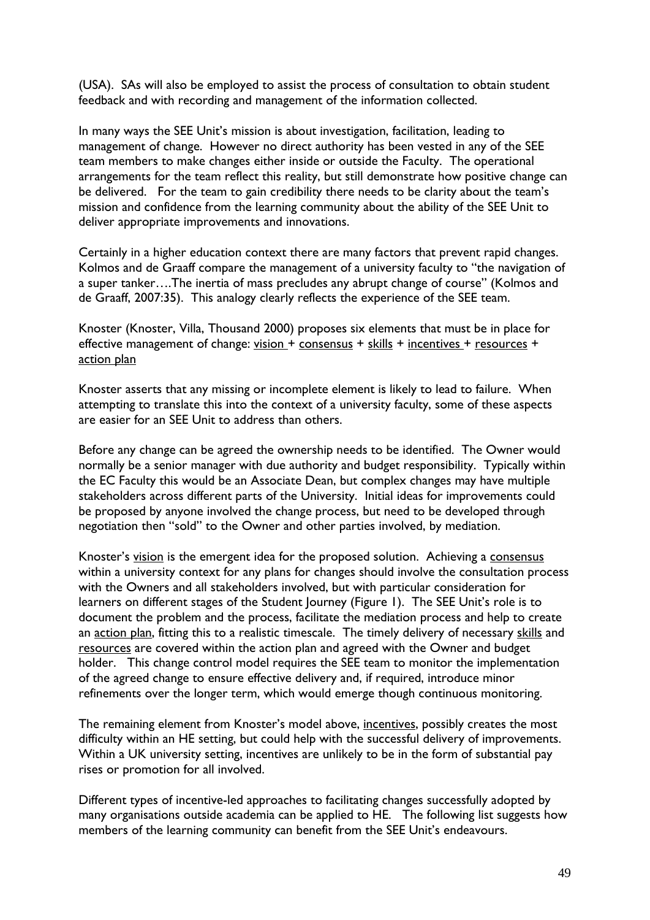(USA). SAs will also be employed to assist the process of consultation to obtain student feedback and with recording and management of the information collected.

In many ways the SEE Unit's mission is about investigation, facilitation, leading to management of change. However no direct authority has been vested in any of the SEE team members to make changes either inside or outside the Faculty. The operational arrangements for the team reflect this reality, but still demonstrate how positive change can be delivered. For the team to gain credibility there needs to be clarity about the team's mission and confidence from the learning community about the ability of the SEE Unit to deliver appropriate improvements and innovations.

Certainly in a higher education context there are many factors that prevent rapid changes. Kolmos and de Graaff compare the management of a university faculty to "the navigation of a super tanker….The inertia of mass precludes any abrupt change of course" (Kolmos and de Graaff, 2007:35). This analogy clearly reflects the experience of the SEE team.

Knoster (Knoster, Villa, Thousand 2000) proposes six elements that must be in place for effective management of change: <u>vision</u> + <u>consensus</u> + <u>skills</u> + <u>incentives</u> + <u>resources</u> + <u>action plan</u>

Knoster asserts that any missing or incomplete element is likely to lead to failure. When attempting to translate this into the context of a university faculty, some of these aspects are easier for an SEE Unit to address than others.

Before any change can be agreed the ownership needs to be identified. The Owner would normally be a senior manager with due authority and budget responsibility. Typically within the EC Faculty this would be an Associate Dean, but complex changes may have multiple stakeholders across different parts of the University. Initial ideas for improvements could be proposed by anyone involved the change process, but need to be developed through negotiation then "sold" to the Owner and other parties involved, by mediation.

Knoster's <u>vision</u> is the emergent idea for the proposed solution. Achieving a <u>consensus</u> within a university context for any plans for changes should involve the consultation process with the Owners and all stakeholders involved, but with particular consideration for learners on different stages of the Student Journey (Figure 1). The SEE Unit's role is to document the problem and the process, facilitate the mediation process and help to create an <u>action plan</u>, fitting this to a realistic timescale. The timely delivery of necessary <u>skills</u> and <u>resources</u> are covered within the action plan and agreed with the Owner and budget holder. This change control model requires the SEE team to monitor the implementation of the agreed change to ensure effective delivery and, if required, introduce minor refinements over the longer term, which would emerge though continuous monitoring.

The remaining element from Knoster's model above, <u>incentives</u>, possibly creates the most difficulty within an HE setting, but could help with the successful delivery of improvements. Within a UK university setting, incentives are unlikely to be in the form of substantial pay rises or promotion for all involved.

Different types of incentive-led approaches to facilitating changes successfully adopted by many organisations outside academia can be applied to HE. The following list suggests how members of the learning community can benefit from the SEE Unit's endeavours.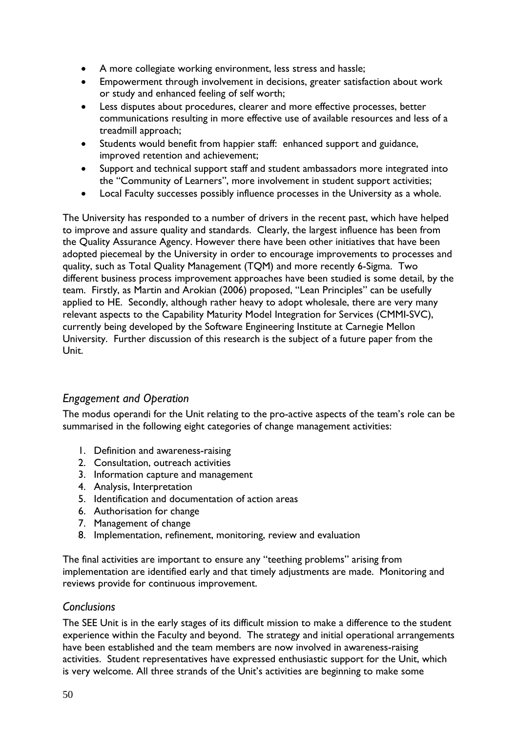- A more collegiate working environment, less stress and hassle;
- Empowerment through involvement in decisions, greater satisfaction about work or study and enhanced feeling of self worth;
- Less disputes about procedures, clearer and more effective processes, better communications resulting in more effective use of available resources and less of a treadmill approach;
- Students would benefit from happier staff: enhanced support and guidance, improved retention and achievement;
- Support and technical support staff and student ambassadors more integrated into the "Community of Learners", more involvement in student support activities;
- Local Faculty successes possibly influence processes in the University as a whole.

The University has responded to a number of drivers in the recent past, which have helped to improve and assure quality and standards. Clearly, the largest influence has been from the Quality Assurance Agency. However there have been other initiatives that have been adopted piecemeal by the University in order to encourage improvements to processes and quality, such as Total Quality Management (TQM) and more recently 6-Sigma. Two different business process improvement approaches have been studied is some detail, by the team. Firstly, as Martin and Arokian (2006) proposed, "Lean Principles" can be usefully applied to HE. Secondly, although rather heavy to adopt wholesale, there are very many relevant aspects to the Capability Maturity Model Integration for Services (CMMI-SVC), currently being developed by the Software Engineering Institute at Carnegie Mellon University. Further discussion of this research is the subject of a future paper from the Unit.

### *Engagement and Operation*

The modus operandi for the Unit relating to the pro-active aspects of the team's role can be summarised in the following eight categories of change management activities:

1. Definition and awareness-raising
2. Consultation, outreach activities
3. Information capture and management
4. Analysis, Interpretation
5. Identification and documentation of action areas
6. Authorisation for change
7. Management of change
8. Implementation, refinement, monitoring, review and evaluation

The final activities are important to ensure any "teething problems" arising from implementation are identified early and that timely adjustments are made. Monitoring and reviews provide for continuous improvement.

### *Conclusions*

The SEE Unit is in the early stages of its difficult mission to make a difference to the student experience within the Faculty and beyond. The strategy and initial operational arrangements have been established and the team members are now involved in awareness-raising activities. Student representatives have expressed enthusiastic support for the Unit, which is very welcome. All three strands of the Unit's activities are beginning to make some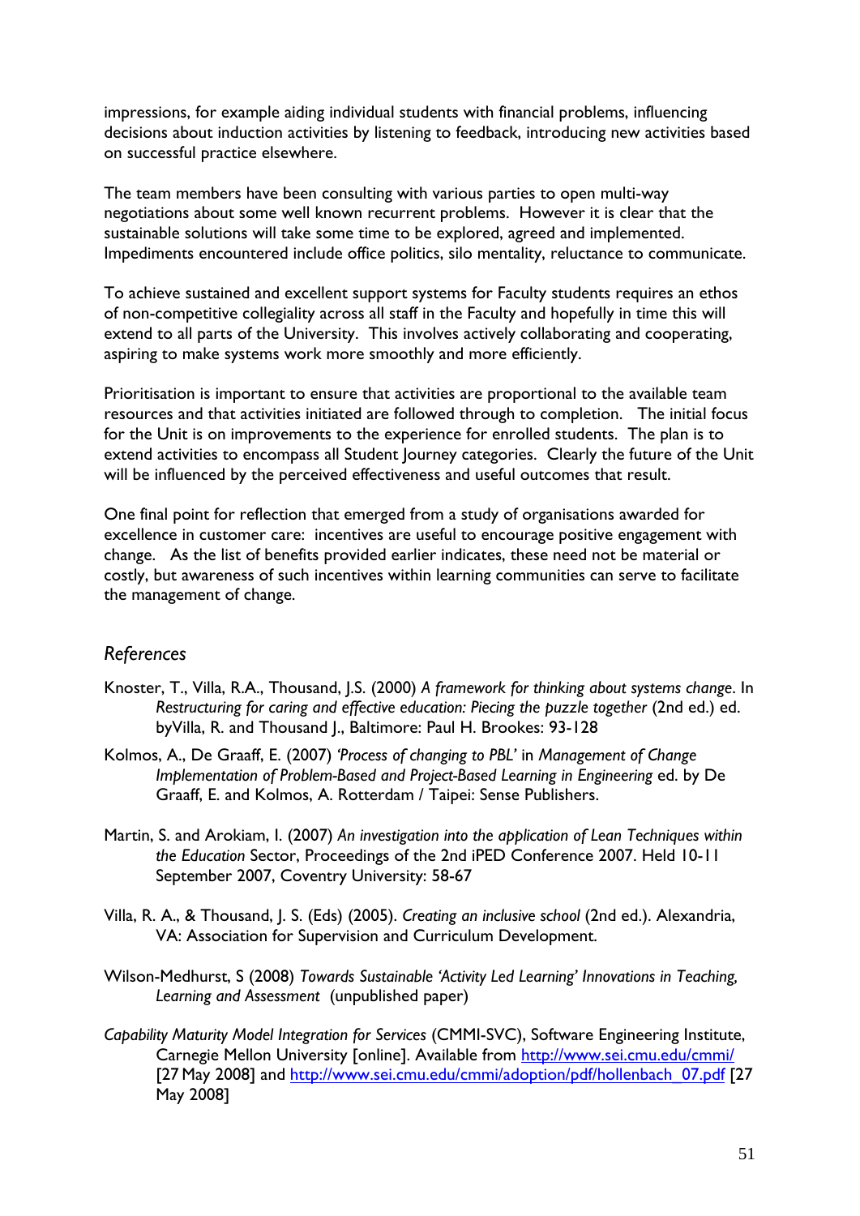impressions, for example aiding individual students with financial problems, influencing decisions about induction activities by listening to feedback, introducing new activities based on successful practice elsewhere.

The team members have been consulting with various parties to open multi-way negotiations about some well known recurrent problems. However it is clear that the sustainable solutions will take some time to be explored, agreed and implemented. Impediments encountered include office politics, silo mentality, reluctance to communicate.

To achieve sustained and excellent support systems for Faculty students requires an ethos of non-competitive collegiality across all staff in the Faculty and hopefully in time this will extend to all parts of the University. This involves actively collaborating and cooperating, aspiring to make systems work more smoothly and more efficiently.

Prioritisation is important to ensure that activities are proportional to the available team resources and that activities initiated are followed through to completion. The initial focus for the Unit is on improvements to the experience for enrolled students. The plan is to extend activities to encompass all Student Journey categories. Clearly the future of the Unit will be influenced by the perceived effectiveness and useful outcomes that result.

One final point for reflection that emerged from a study of organisations awarded for excellence in customer care: incentives are useful to encourage positive engagement with change. As the list of benefits provided earlier indicates, these need not be material or costly, but awareness of such incentives within learning communities can serve to facilitate the management of change.

## *References*

Knoster, T., Villa, R.A., Thousand, J.S. (2000) *A framework for thinking about systems change*. In *Restructuring for caring and effective education: Piecing the puzzle together* (2nd ed.) ed. byVilla, R. and Thousand J., Baltimore: Paul H. Brookes: 93-128

Kolmos, A., De Graaff, E. (2007) *'Process of changing to PBL'* in *Management of Change Implementation of Problem-Based and Project-Based Learning in Engineering* ed. by De Graaff, E. and Kolmos, A. Rotterdam / Taipei: Sense Publishers.

Martin, S. and Arokiam, I. (2007) *An investigation into the application of Lean Techniques within the Education* Sector, Proceedings of the 2nd iPED Conference 2007. Held 10-11 September 2007, Coventry University: 58-67

Villa, R. A., & Thousand, J. S. (Eds) (2005). *Creating an inclusive school* (2nd ed.). Alexandria, VA: Association for Supervision and Curriculum Development.

Wilson-Medhurst, S (2008) *Towards Sustainable 'Activity Led Learning' Innovations in Teaching, Learning and Assessment* (unpublished paper)

*Capability Maturity Model Integration for Services* (CMMI-SVC), Software Engineering Institute, Carnegie Mellon University [online]. Available from http://www.sei.cmu.edu/cmmi/ [27 May 2008] and http://www.sei.cmu.edu/cmmi/adoption/pdf/hollenbach_07.pdf [27 May 2008]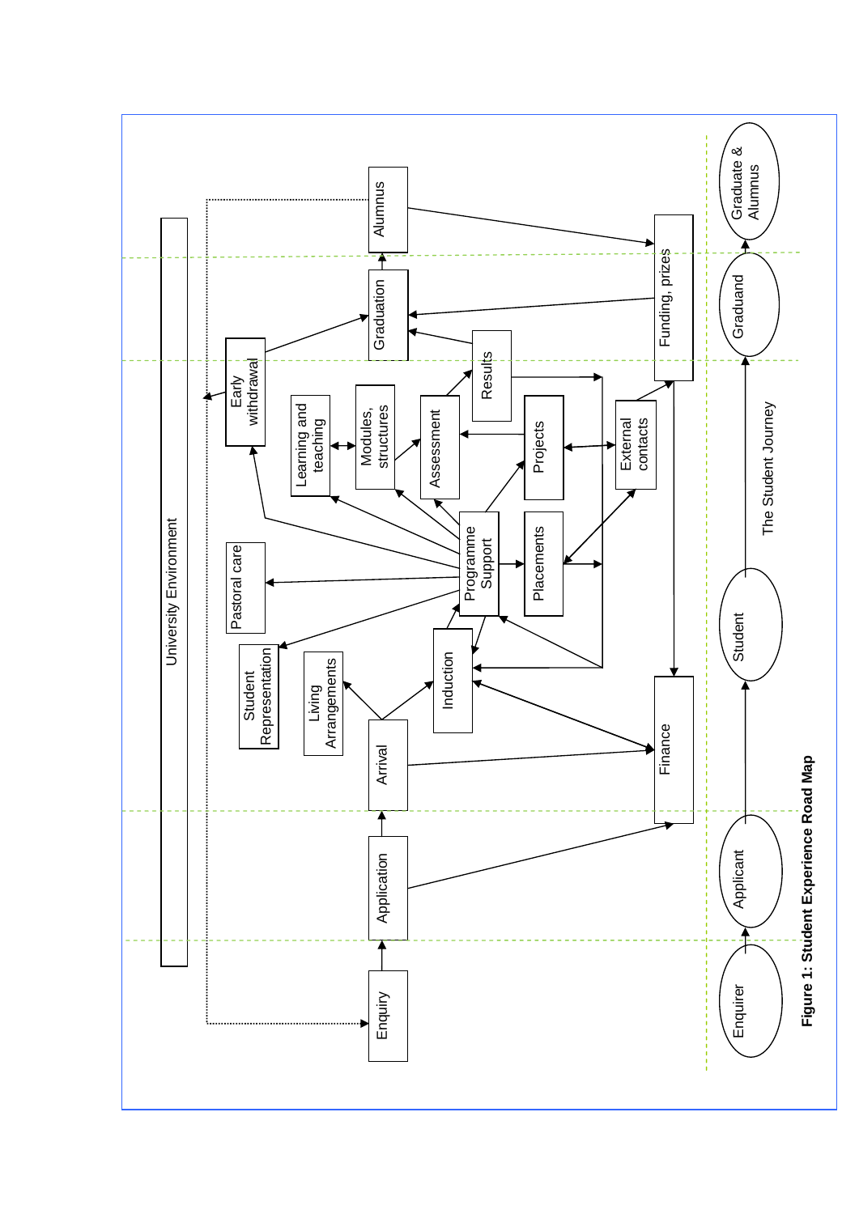University Environment

Enquiry

Application

Arrival

Living Arrangements

Student Representation

Pastoral care

Induction

Programme Support

Learning and teaching

Modules, structures

Assessment

Results

Projects

Placements

External contacts

Early withdrawal

Graduation

Alumnus

Finance

Funding, prizes

Enquirer

Applicant

Student

The Student Journey

Graduand

Graduate & Alumnus

**Figure 1: Student Experience Road Map**